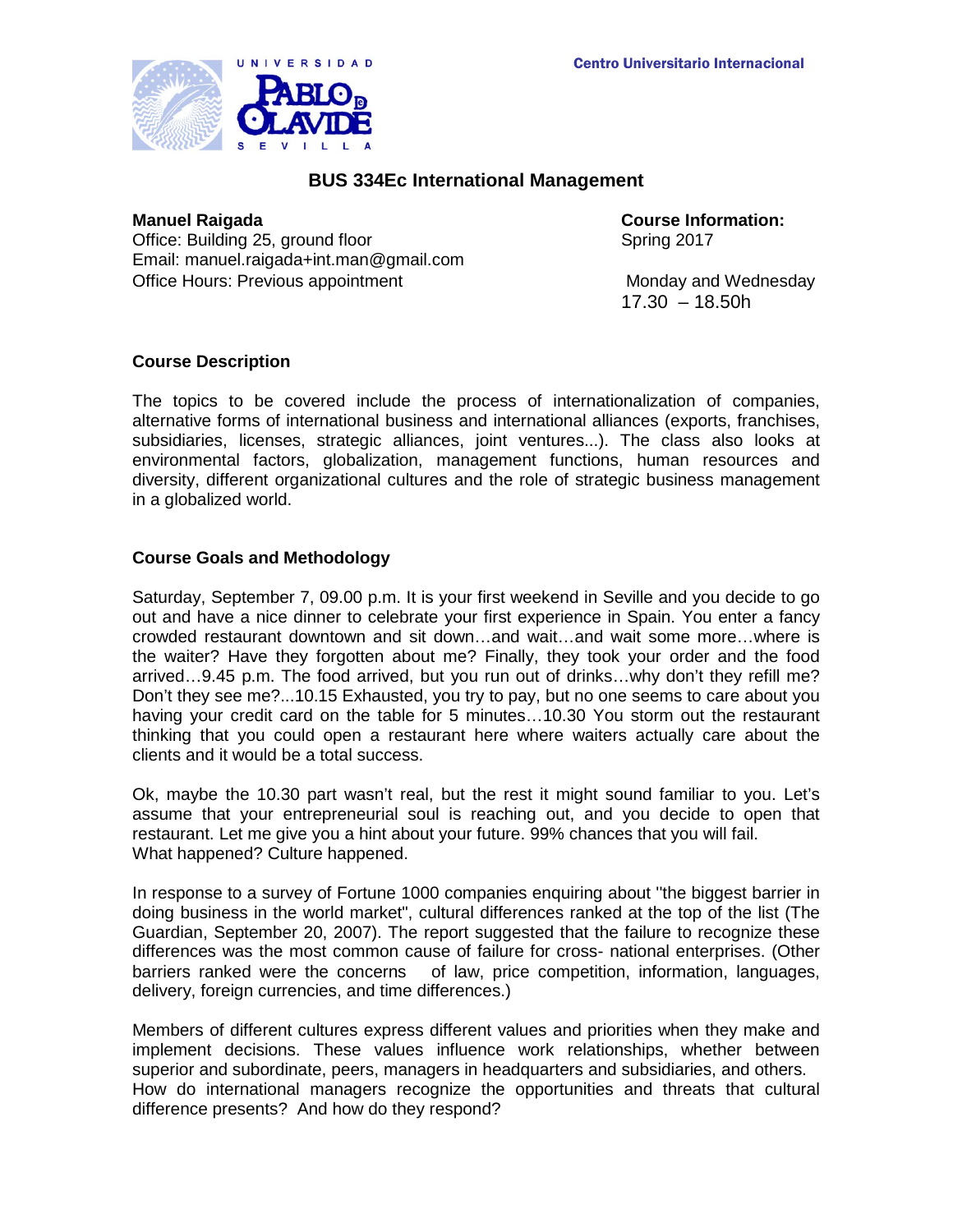UNIVERSIDAD PABLO DE OLAVIDE SEVILLA

Centro Universitario Internacional

# BUS 334Ec International Management

**Manuel Raigada**
Office: Building 25, ground floor
Email: manuel.raigada+int.man@gmail.com
Office Hours: Previous appointment

**Course Information:**
Spring 2017

Monday and Wednesday
17.30 – 18.50h

## Course Description

The topics to be covered include the process of internationalization of companies, alternative forms of international business and international alliances (exports, franchises, subsidiaries, licenses, strategic alliances, joint ventures...). The class also looks at environmental factors, globalization, management functions, human resources and diversity, different organizational cultures and the role of strategic business management in a globalized world.

## Course Goals and Methodology

Saturday, September 7, 09.00 p.m. It is your first weekend in Seville and you decide to go out and have a nice dinner to celebrate your first experience in Spain. You enter a fancy crowded restaurant downtown and sit down…and wait…and wait some more…where is the waiter? Have they forgotten about me? Finally, they took your order and the food arrived…9.45 p.m. The food arrived, but you run out of drinks…why don't they refill me? Don't they see me?...10.15 Exhausted, you try to pay, but no one seems to care about you having your credit card on the table for 5 minutes…10.30 You storm out the restaurant thinking that you could open a restaurant here where waiters actually care about the clients and it would be a total success.

Ok, maybe the 10.30 part wasn't real, but the rest it might sound familiar to you. Let's assume that your entrepreneurial soul is reaching out, and you decide to open that restaurant. Let me give you a hint about your future. 99% chances that you will fail.
What happened? Culture happened.

In response to a survey of Fortune 1000 companies enquiring about "the biggest barrier in doing business in the world market", cultural differences ranked at the top of the list (The Guardian, September 20, 2007). The report suggested that the failure to recognize these differences was the most common cause of failure for cross- national enterprises. (Other barriers ranked were the concerns of law, price competition, information, languages, delivery, foreign currencies, and time differences.)

Members of different cultures express different values and priorities when they make and implement decisions. These values influence work relationships, whether between superior and subordinate, peers, managers in headquarters and subsidiaries, and others.
How do international managers recognize the opportunities and threats that cultural difference presents? And how do they respond?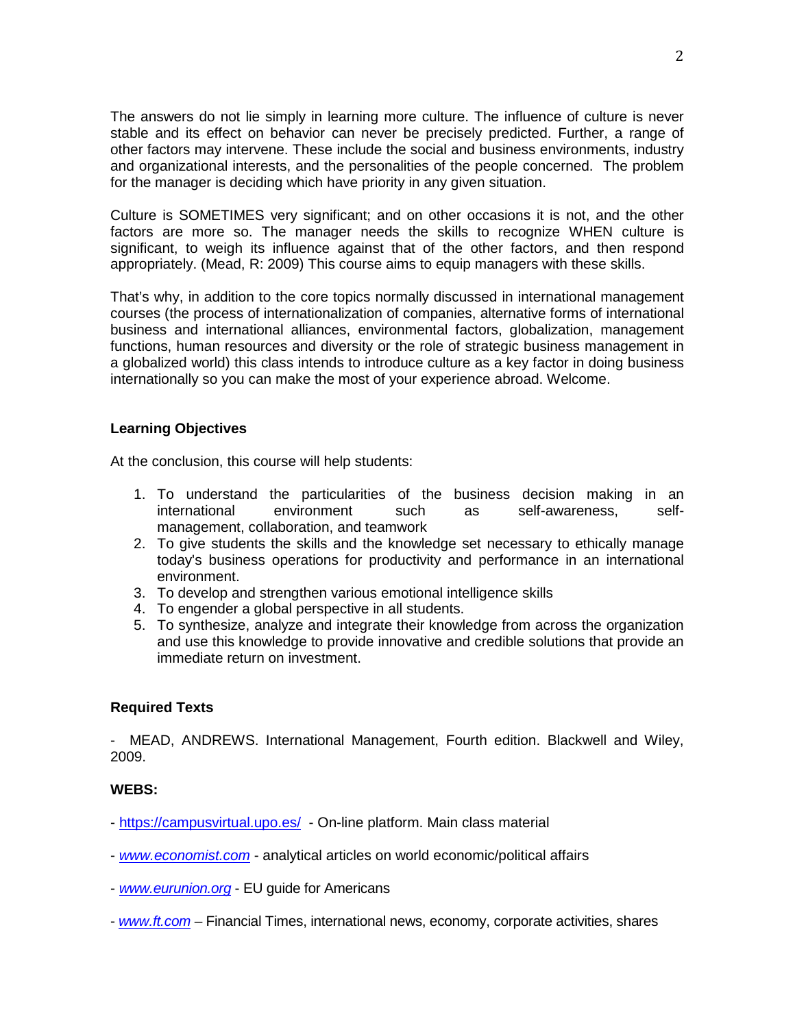The answers do not lie simply in learning more culture. The influence of culture is never stable and its effect on behavior can never be precisely predicted. Further, a range of other factors may intervene. These include the social and business environments, industry and organizational interests, and the personalities of the people concerned. The problem for the manager is deciding which have priority in any given situation.

Culture is SOMETIMES very significant; and on other occasions it is not, and the other factors are more so. The manager needs the skills to recognize WHEN culture is significant, to weigh its influence against that of the other factors, and then respond appropriately. (Mead, R: 2009) This course aims to equip managers with these skills.

That's why, in addition to the core topics normally discussed in international management courses (the process of internationalization of companies, alternative forms of international business and international alliances, environmental factors, globalization, management functions, human resources and diversity or the role of strategic business management in a globalized world) this class intends to introduce culture as a key factor in doing business internationally so you can make the most of your experience abroad. Welcome.

### Learning Objectives

At the conclusion, this course will help students:

1. To understand the particularities of the business decision making in an international environment such as self-awareness, self-management, collaboration, and teamwork
2. To give students the skills and the knowledge set necessary to ethically manage today's business operations for productivity and performance in an international environment.
3. To develop and strengthen various emotional intelligence skills
4. To engender a global perspective in all students.
5. To synthesize, analyze and integrate their knowledge from across the organization and use this knowledge to provide innovative and credible solutions that provide an immediate return on investment.

### Required Texts

- MEAD, ANDREWS. International Management, Fourth edition. Blackwell and Wiley, 2009.

### WEBS:

- https://campusvirtual.upo.es/ - On-line platform. Main class material

- *www.economist.com* - analytical articles on world economic/political affairs

- *www.eurunion.org* - EU guide for Americans

- *www.ft.com* – Financial Times, international news, economy, corporate activities, shares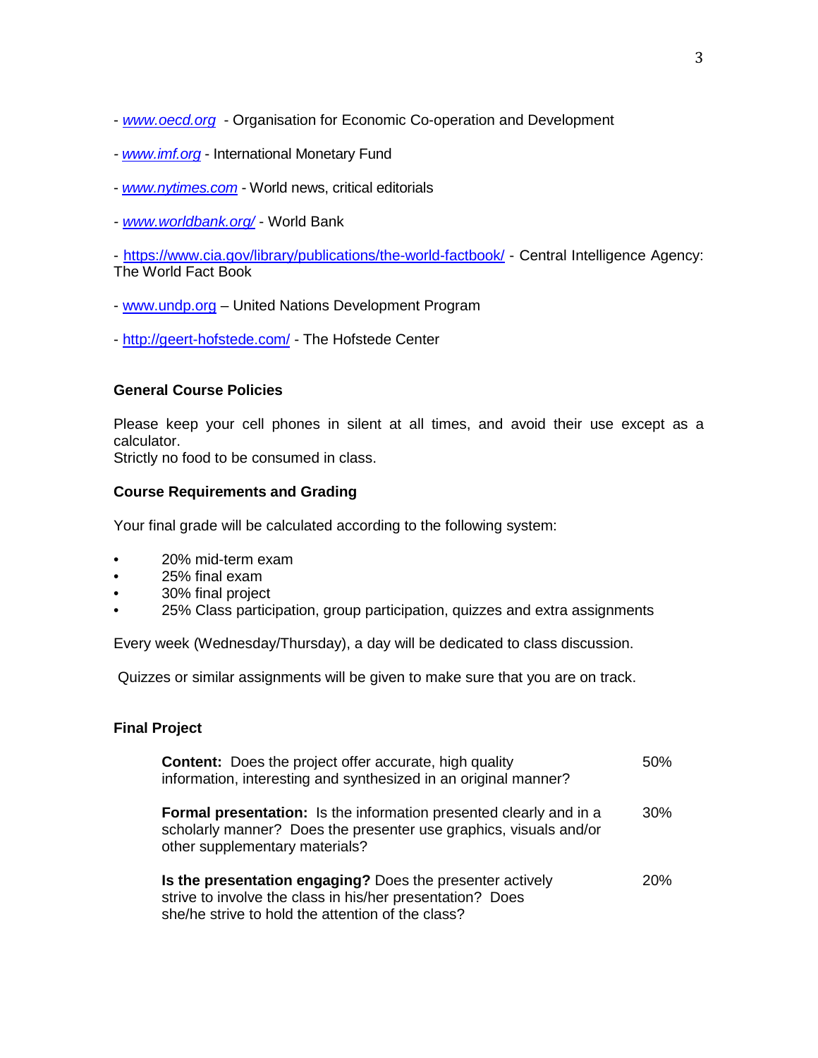- [www.oecd.org](http://www.oecd.org) - Organisation for Economic Co-operation and Development

- [www.imf.org](http://www.imf.org) - International Monetary Fund

- [www.nytimes.com](http://www.nytimes.com) - World news, critical editorials

- [www.worldbank.org/](http://www.worldbank.org/) - World Bank

- [https://www.cia.gov/library/publications/the-world-factbook/](https://www.cia.gov/library/publications/the-world-factbook/) - Central Intelligence Agency: The World Fact Book

- [www.undp.org](http://www.undp.org) – United Nations Development Program

- [http://geert-hofstede.com/](http://geert-hofstede.com/) - The Hofstede Center

**General Course Policies**

Please keep your cell phones in silent at all times, and avoid their use except as a calculator.
Strictly no food to be consumed in class.

**Course Requirements and Grading**

Your final grade will be calculated according to the following system:

- 20% mid-term exam
- 25% final exam
- 30% final project
- 25% Class participation, group participation, quizzes and extra assignments

Every week (Wednesday/Thursday), a day will be dedicated to class discussion.

Quizzes or similar assignments will be given to make sure that you are on track.

**Final Project**

| Criterion | Weight |
|---|---|
| **Content:** Does the project offer accurate, high quality information, interesting and synthesized in an original manner? | 50% |
| **Formal presentation:** Is the information presented clearly and in a scholarly manner? Does the presenter use graphics, visuals and/or other supplementary materials? | 30% |
| **Is the presentation engaging?** Does the presenter actively strive to involve the class in his/her presentation? Does she/he strive to hold the attention of the class? | 20% |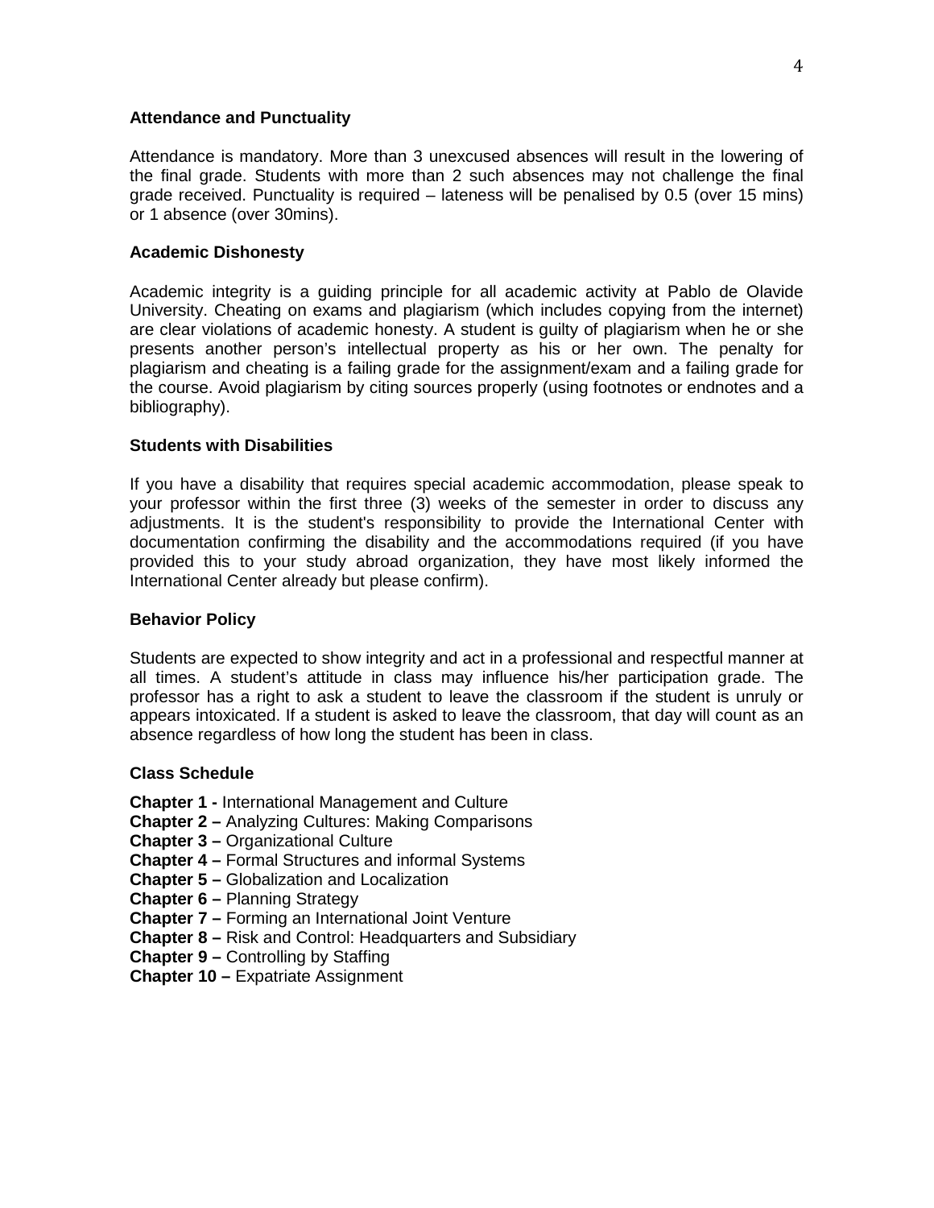### Attendance and Punctuality

Attendance is mandatory. More than 3 unexcused absences will result in the lowering of the final grade. Students with more than 2 such absences may not challenge the final grade received. Punctuality is required – lateness will be penalised by 0.5 (over 15 mins) or 1 absence (over 30mins).

### Academic Dishonesty

Academic integrity is a guiding principle for all academic activity at Pablo de Olavide University. Cheating on exams and plagiarism (which includes copying from the internet) are clear violations of academic honesty. A student is guilty of plagiarism when he or she presents another person's intellectual property as his or her own. The penalty for plagiarism and cheating is a failing grade for the assignment/exam and a failing grade for the course. Avoid plagiarism by citing sources properly (using footnotes or endnotes and a bibliography).

### Students with Disabilities

If you have a disability that requires special academic accommodation, please speak to your professor within the first three (3) weeks of the semester in order to discuss any adjustments. It is the student's responsibility to provide the International Center with documentation confirming the disability and the accommodations required (if you have provided this to your study abroad organization, they have most likely informed the International Center already but please confirm).

### Behavior Policy

Students are expected to show integrity and act in a professional and respectful manner at all times. A student's attitude in class may influence his/her participation grade. The professor has a right to ask a student to leave the classroom if the student is unruly or appears intoxicated. If a student is asked to leave the classroom, that day will count as an absence regardless of how long the student has been in class.

### Class Schedule

**Chapter 1 -** International Management and Culture
**Chapter 2 –** Analyzing Cultures: Making Comparisons
**Chapter 3 –** Organizational Culture
**Chapter 4 –** Formal Structures and informal Systems
**Chapter 5 –** Globalization and Localization
**Chapter 6 –** Planning Strategy
**Chapter 7 –** Forming an International Joint Venture
**Chapter 8 –** Risk and Control: Headquarters and Subsidiary
**Chapter 9 –** Controlling by Staffing
**Chapter 10 –** Expatriate Assignment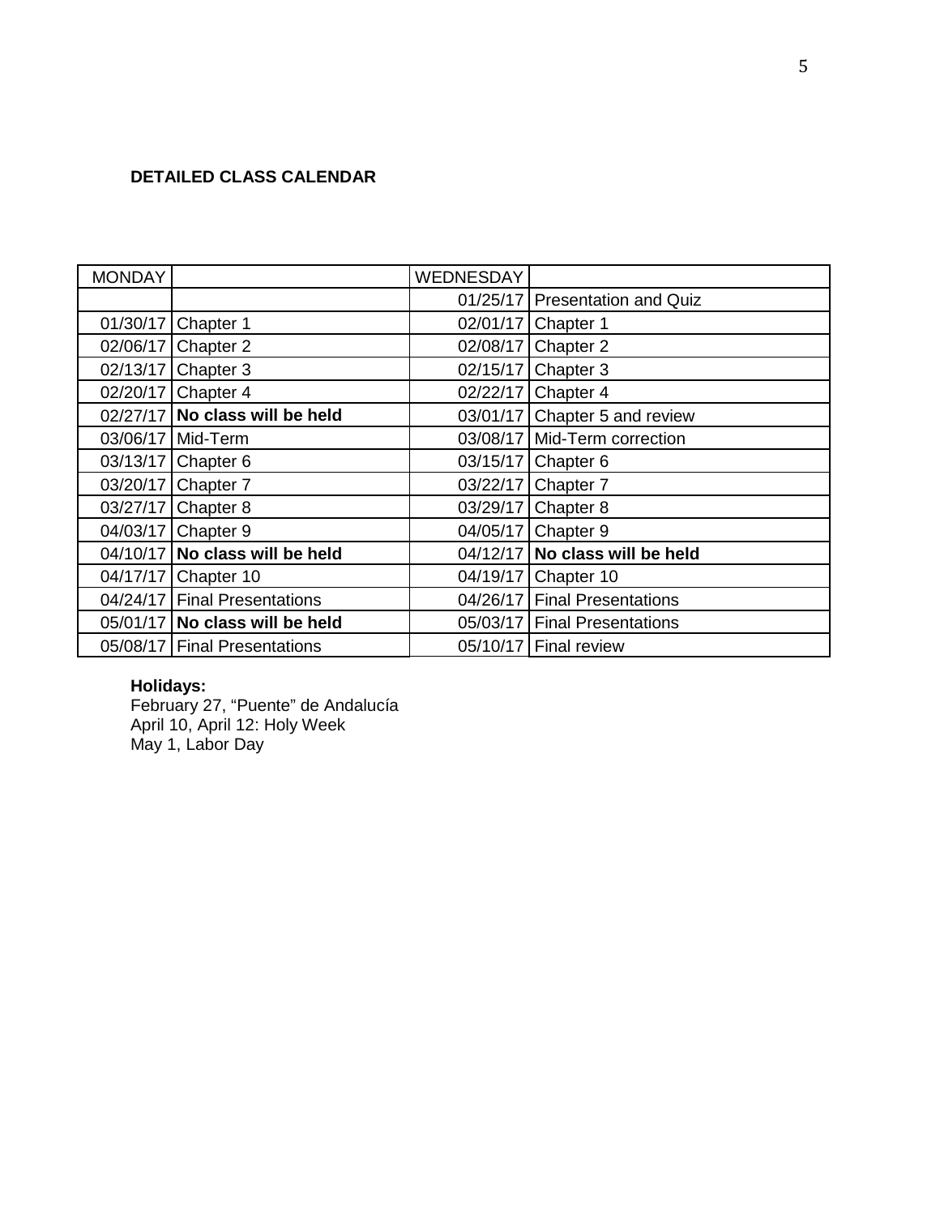**DETAILED CLASS CALENDAR**

| MONDAY | | WEDNESDAY | |
|---|---|---|---|
| | | 01/25/17 | Presentation and Quiz |
| 01/30/17 | Chapter 1 | 02/01/17 | Chapter 1 |
| 02/06/17 | Chapter 2 | 02/08/17 | Chapter 2 |
| 02/13/17 | Chapter 3 | 02/15/17 | Chapter 3 |
| 02/20/17 | Chapter 4 | 02/22/17 | Chapter 4 |
| 02/27/17 | **No class will be held** | 03/01/17 | Chapter 5 and review |
| 03/06/17 | Mid-Term | 03/08/17 | Mid-Term correction |
| 03/13/17 | Chapter 6 | 03/15/17 | Chapter 6 |
| 03/20/17 | Chapter 7 | 03/22/17 | Chapter 7 |
| 03/27/17 | Chapter 8 | 03/29/17 | Chapter 8 |
| 04/03/17 | Chapter 9 | 04/05/17 | Chapter 9 |
| 04/10/17 | **No class will be held** | 04/12/17 | **No class will be held** |
| 04/17/17 | Chapter 10 | 04/19/17 | Chapter 10 |
| 04/24/17 | Final Presentations | 04/26/17 | Final Presentations |
| 05/01/17 | **No class will be held** | 05/03/17 | Final Presentations |
| 05/08/17 | Final Presentations | 05/10/17 | Final review |

**Holidays:**
February 27, "Puente" de Andalucía
April 10, April 12: Holy Week
May 1, Labor Day